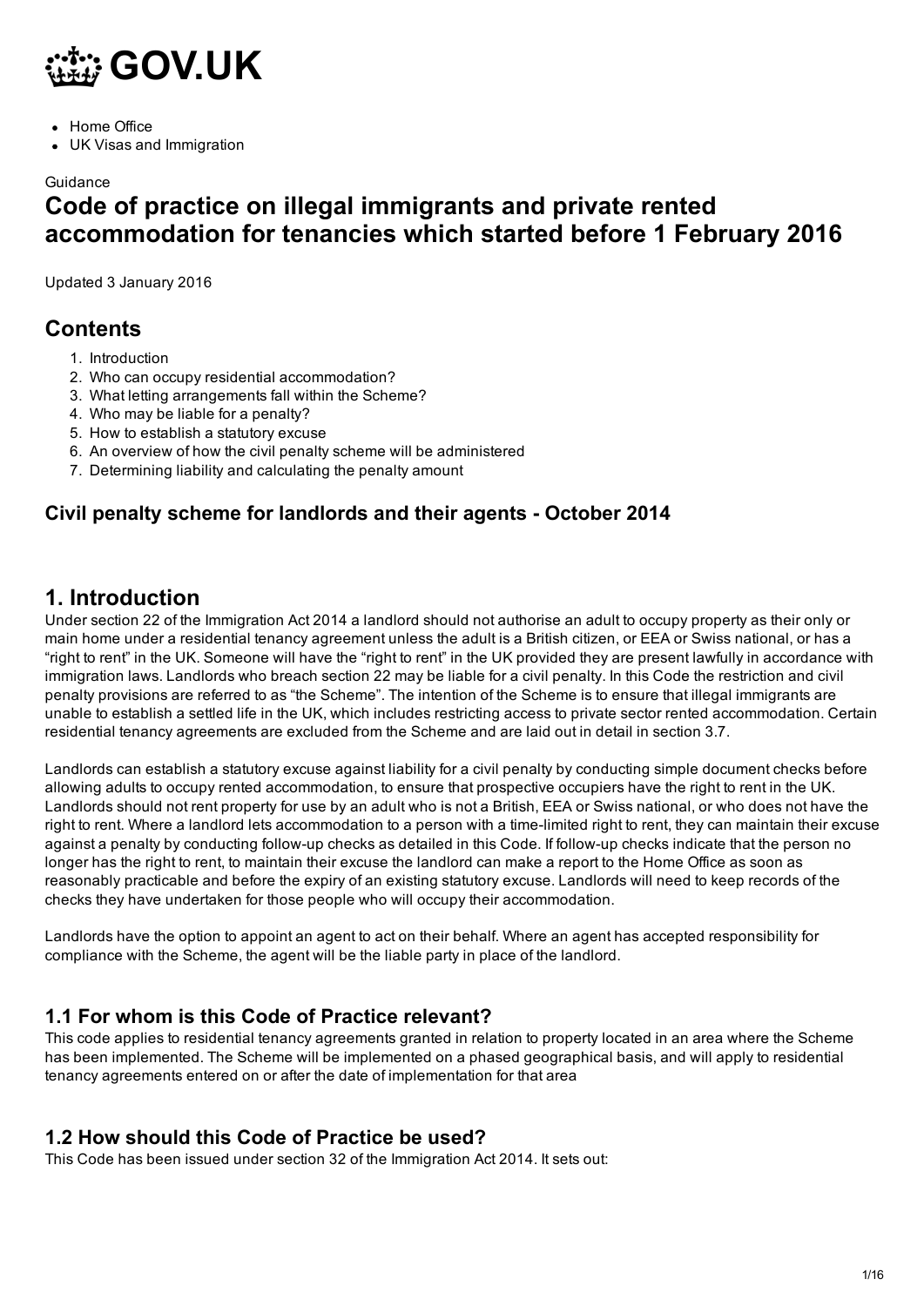# GOV.UK

- Home Office
- UK Visas and Immigration

Guidance

# Code of practice on illegal immigrants and private rented accommodation for tenancies which started before 1 February 2016

Updated 3 January 2016

## Contents

1. Introduction
2. Who can occupy residential accommodation?
3. What letting arrangements fall within the Scheme?
4. Who may be liable for a penalty?
5. How to establish a statutory excuse
6. An overview of how the civil penalty scheme will be administered
7. Determining liability and calculating the penalty amount

### Civil penalty scheme for landlords and their agents - October 2014

## 1. Introduction

Under section 22 of the Immigration Act 2014 a landlord should not authorise an adult to occupy property as their only or main home under a residential tenancy agreement unless the adult is a British citizen, or EEA or Swiss national, or has a "right to rent" in the UK. Someone will have the "right to rent" in the UK provided they are present lawfully in accordance with immigration laws. Landlords who breach section 22 may be liable for a civil penalty. In this Code the restriction and civil penalty provisions are referred to as "the Scheme". The intention of the Scheme is to ensure that illegal immigrants are unable to establish a settled life in the UK, which includes restricting access to private sector rented accommodation. Certain residential tenancy agreements are excluded from the Scheme and are laid out in detail in section 3.7.

Landlords can establish a statutory excuse against liability for a civil penalty by conducting simple document checks before allowing adults to occupy rented accommodation, to ensure that prospective occupiers have the right to rent in the UK. Landlords should not rent property for use by an adult who is not a British, EEA or Swiss national, or who does not have the right to rent. Where a landlord lets accommodation to a person with a time-limited right to rent, they can maintain their excuse against a penalty by conducting follow-up checks as detailed in this Code. If follow-up checks indicate that the person no longer has the right to rent, to maintain their excuse the landlord can make a report to the Home Office as soon as reasonably practicable and before the expiry of an existing statutory excuse. Landlords will need to keep records of the checks they have undertaken for those people who will occupy their accommodation.

Landlords have the option to appoint an agent to act on their behalf. Where an agent has accepted responsibility for compliance with the Scheme, the agent will be the liable party in place of the landlord.

### 1.1 For whom is this Code of Practice relevant?

This code applies to residential tenancy agreements granted in relation to property located in an area where the Scheme has been implemented. The Scheme will be implemented on a phased geographical basis, and will apply to residential tenancy agreements entered on or after the date of implementation for that area

### 1.2 How should this Code of Practice be used?

This Code has been issued under section 32 of the Immigration Act 2014. It sets out: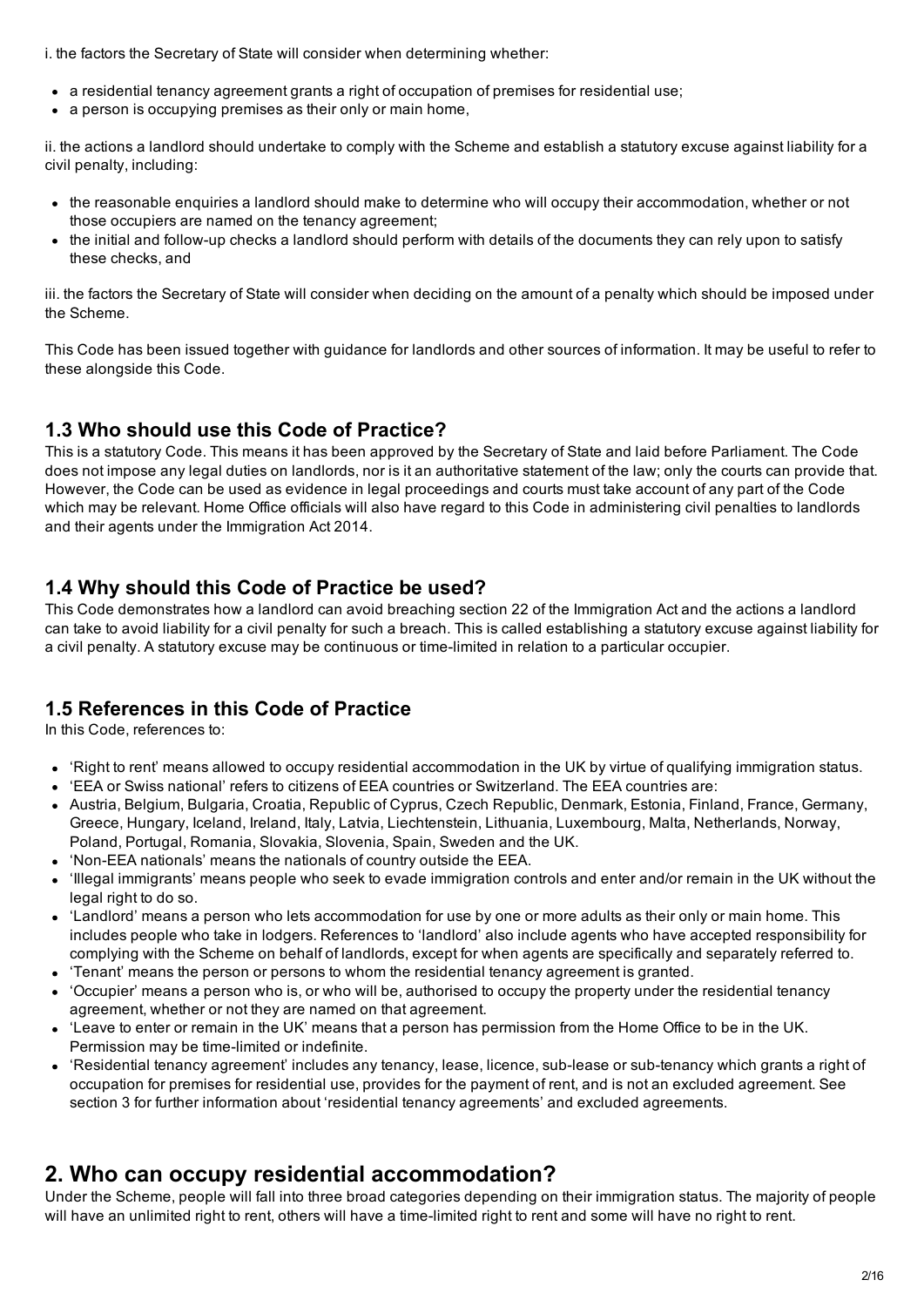i. the factors the Secretary of State will consider when determining whether:

- a residential tenancy agreement grants a right of occupation of premises for residential use;
- a person is occupying premises as their only or main home,

ii. the actions a landlord should undertake to comply with the Scheme and establish a statutory excuse against liability for a civil penalty, including:

- the reasonable enquiries a landlord should make to determine who will occupy their accommodation, whether or not those occupiers are named on the tenancy agreement;
- the initial and follow-up checks a landlord should perform with details of the documents they can rely upon to satisfy these checks, and

iii. the factors the Secretary of State will consider when deciding on the amount of a penalty which should be imposed under the Scheme.

This Code has been issued together with guidance for landlords and other sources of information. It may be useful to refer to these alongside this Code.

### 1.3 Who should use this Code of Practice?

This is a statutory Code. This means it has been approved by the Secretary of State and laid before Parliament. The Code does not impose any legal duties on landlords, nor is it an authoritative statement of the law; only the courts can provide that. However, the Code can be used as evidence in legal proceedings and courts must take account of any part of the Code which may be relevant. Home Office officials will also have regard to this Code in administering civil penalties to landlords and their agents under the Immigration Act 2014.

### 1.4 Why should this Code of Practice be used?

This Code demonstrates how a landlord can avoid breaching section 22 of the Immigration Act and the actions a landlord can take to avoid liability for a civil penalty for such a breach. This is called establishing a statutory excuse against liability for a civil penalty. A statutory excuse may be continuous or time-limited in relation to a particular occupier.

### 1.5 References in this Code of Practice

In this Code, references to:

- 'Right to rent' means allowed to occupy residential accommodation in the UK by virtue of qualifying immigration status.
- 'EEA or Swiss national' refers to citizens of EEA countries or Switzerland. The EEA countries are:
- Austria, Belgium, Bulgaria, Croatia, Republic of Cyprus, Czech Republic, Denmark, Estonia, Finland, France, Germany, Greece, Hungary, Iceland, Ireland, Italy, Latvia, Liechtenstein, Lithuania, Luxembourg, Malta, Netherlands, Norway, Poland, Portugal, Romania, Slovakia, Slovenia, Spain, Sweden and the UK.
- 'Non-EEA nationals' means the nationals of country outside the EEA.
- 'Illegal immigrants' means people who seek to evade immigration controls and enter and/or remain in the UK without the legal right to do so.
- 'Landlord' means a person who lets accommodation for use by one or more adults as their only or main home. This includes people who take in lodgers. References to 'landlord' also include agents who have accepted responsibility for complying with the Scheme on behalf of landlords, except for when agents are specifically and separately referred to.
- 'Tenant' means the person or persons to whom the residential tenancy agreement is granted.
- 'Occupier' means a person who is, or who will be, authorised to occupy the property under the residential tenancy agreement, whether or not they are named on that agreement.
- 'Leave to enter or remain in the UK' means that a person has permission from the Home Office to be in the UK. Permission may be time-limited or indefinite.
- 'Residential tenancy agreement' includes any tenancy, lease, licence, sub-lease or sub-tenancy which grants a right of occupation for premises for residential use, provides for the payment of rent, and is not an excluded agreement. See section 3 for further information about 'residential tenancy agreements' and excluded agreements.

## 2. Who can occupy residential accommodation?

Under the Scheme, people will fall into three broad categories depending on their immigration status. The majority of people will have an unlimited right to rent, others will have a time-limited right to rent and some will have no right to rent.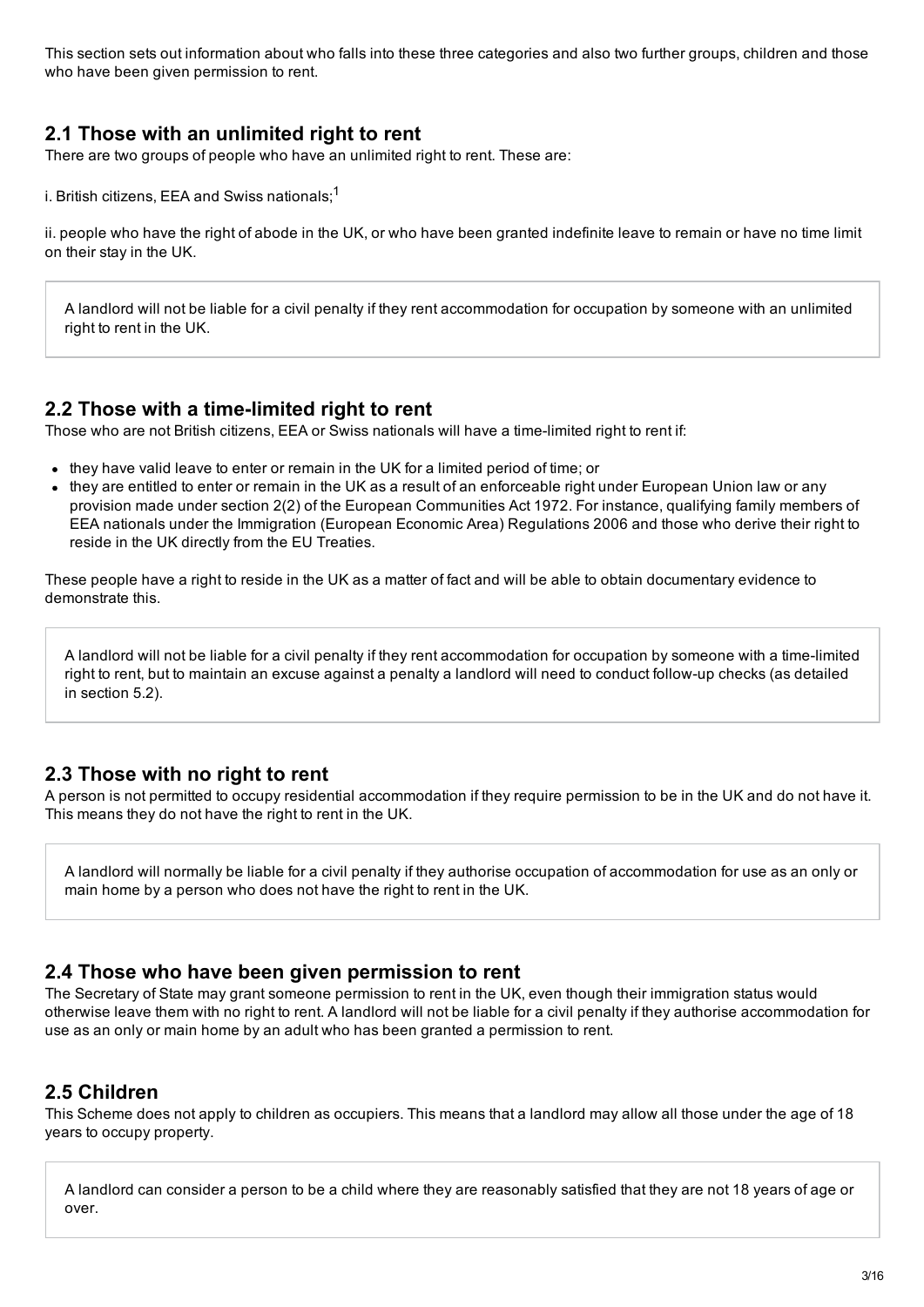This section sets out information about who falls into these three categories and also two further groups, children and those who have been given permission to rent.

## 2.1 Those with an unlimited right to rent

There are two groups of people who have an unlimited right to rent. These are:

i. British citizens, EEA and Swiss nationals;[1]

ii. people who have the right of abode in the UK, or who have been granted indefinite leave to remain or have no time limit on their stay in the UK.

> A landlord will not be liable for a civil penalty if they rent accommodation for occupation by someone with an unlimited right to rent in the UK.

## 2.2 Those with a time-limited right to rent

Those who are not British citizens, EEA or Swiss nationals will have a time-limited right to rent if:

- they have valid leave to enter or remain in the UK for a limited period of time; or
- they are entitled to enter or remain in the UK as a result of an enforceable right under European Union law or any provision made under section 2(2) of the European Communities Act 1972. For instance, qualifying family members of EEA nationals under the Immigration (European Economic Area) Regulations 2006 and those who derive their right to reside in the UK directly from the EU Treaties.

These people have a right to reside in the UK as a matter of fact and will be able to obtain documentary evidence to demonstrate this.

> A landlord will not be liable for a civil penalty if they rent accommodation for occupation by someone with a time-limited right to rent, but to maintain an excuse against a penalty a landlord will need to conduct follow-up checks (as detailed in section 5.2).

## 2.3 Those with no right to rent

A person is not permitted to occupy residential accommodation if they require permission to be in the UK and do not have it. This means they do not have the right to rent in the UK.

> A landlord will normally be liable for a civil penalty if they authorise occupation of accommodation for use as an only or main home by a person who does not have the right to rent in the UK.

## 2.4 Those who have been given permission to rent

The Secretary of State may grant someone permission to rent in the UK, even though their immigration status would otherwise leave them with no right to rent. A landlord will not be liable for a civil penalty if they authorise accommodation for use as an only or main home by an adult who has been granted a permission to rent.

## 2.5 Children

This Scheme does not apply to children as occupiers. This means that a landlord may allow all those under the age of 18 years to occupy property.

> A landlord can consider a person to be a child where they are reasonably satisfied that they are not 18 years of age or over.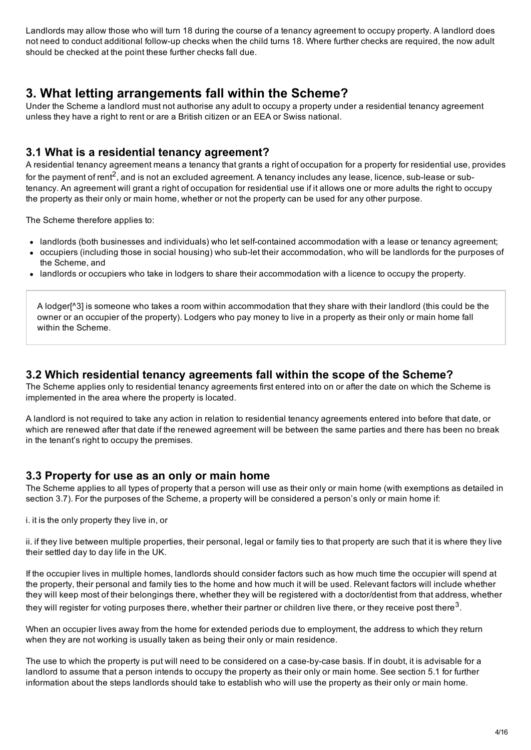Landlords may allow those who will turn 18 during the course of a tenancy agreement to occupy property. A landlord does not need to conduct additional follow-up checks when the child turns 18. Where further checks are required, the now adult should be checked at the point these further checks fall due.

## 3. What letting arrangements fall within the Scheme?

Under the Scheme a landlord must not authorise any adult to occupy a property under a residential tenancy agreement unless they have a right to rent or are a British citizen or an EEA or Swiss national.

### 3.1 What is a residential tenancy agreement?

A residential tenancy agreement means a tenancy that grants a right of occupation for a property for residential use, provides for the payment of rent[2], and is not an excluded agreement. A tenancy includes any lease, licence, sub-lease or sub-tenancy. An agreement will grant a right of occupation for residential use if it allows one or more adults the right to occupy the property as their only or main home, whether or not the property can be used for any other purpose.

The Scheme therefore applies to:

- landlords (both businesses and individuals) who let self-contained accommodation with a lease or tenancy agreement;
- occupiers (including those in social housing) who sub-let their accommodation, who will be landlords for the purposes of the Scheme, and
- landlords or occupiers who take in lodgers to share their accommodation with a licence to occupy the property.

> A lodger[^3] is someone who takes a room within accommodation that they share with their landlord (this could be the owner or an occupier of the property). Lodgers who pay money to live in a property as their only or main home fall within the Scheme.

### 3.2 Which residential tenancy agreements fall within the scope of the Scheme?

The Scheme applies only to residential tenancy agreements first entered into on or after the date on which the Scheme is implemented in the area where the property is located.

A landlord is not required to take any action in relation to residential tenancy agreements entered into before that date, or which are renewed after that date if the renewed agreement will be between the same parties and there has been no break in the tenant's right to occupy the premises.

### 3.3 Property for use as an only or main home

The Scheme applies to all types of property that a person will use as their only or main home (with exemptions as detailed in section 3.7). For the purposes of the Scheme, a property will be considered a person's only or main home if:

i. it is the only property they live in, or

ii. if they live between multiple properties, their personal, legal or family ties to that property are such that it is where they live their settled day to day life in the UK.

If the occupier lives in multiple homes, landlords should consider factors such as how much time the occupier will spend at the property, their personal and family ties to the home and how much it will be used. Relevant factors will include whether they will keep most of their belongings there, whether they will be registered with a doctor/dentist from that address, whether they will register for voting purposes there, whether their partner or children live there, or they receive post there[3].

When an occupier lives away from the home for extended periods due to employment, the address to which they return when they are not working is usually taken as being their only or main residence.

The use to which the property is put will need to be considered on a case-by-case basis. If in doubt, it is advisable for a landlord to assume that a person intends to occupy the property as their only or main home. See section 5.1 for further information about the steps landlords should take to establish who will use the property as their only or main home.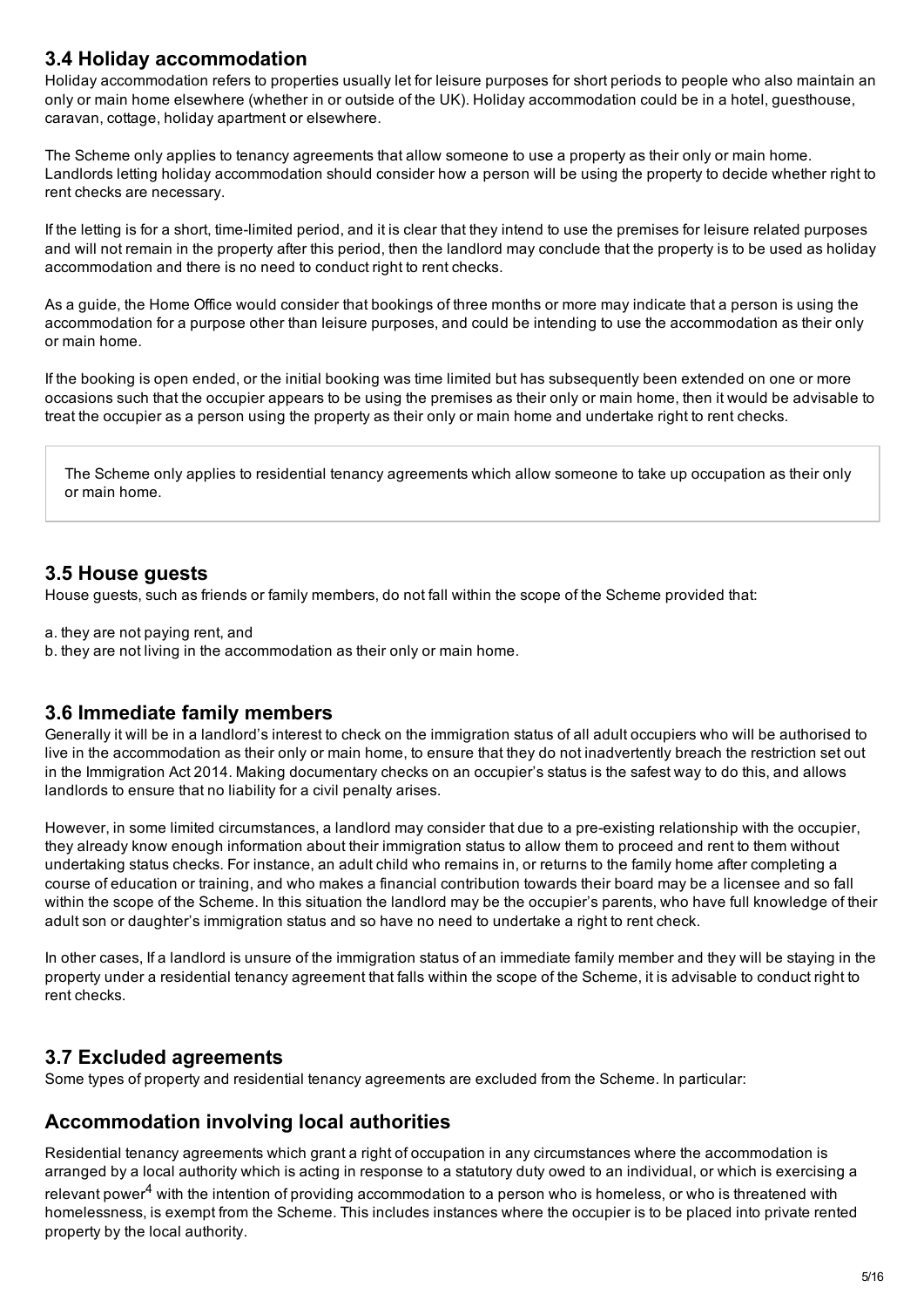## 3.4 Holiday accommodation

Holiday accommodation refers to properties usually let for leisure purposes for short periods to people who also maintain an only or main home elsewhere (whether in or outside of the UK). Holiday accommodation could be in a hotel, guesthouse, caravan, cottage, holiday apartment or elsewhere.

The Scheme only applies to tenancy agreements that allow someone to use a property as their only or main home. Landlords letting holiday accommodation should consider how a person will be using the property to decide whether right to rent checks are necessary.

If the letting is for a short, time-limited period, and it is clear that they intend to use the premises for leisure related purposes and will not remain in the property after this period, then the landlord may conclude that the property is to be used as holiday accommodation and there is no need to conduct right to rent checks.

As a guide, the Home Office would consider that bookings of three months or more may indicate that a person is using the accommodation for a purpose other than leisure purposes, and could be intending to use the accommodation as their only or main home.

If the booking is open ended, or the initial booking was time limited but has subsequently been extended on one or more occasions such that the occupier appears to be using the premises as their only or main home, then it would be advisable to treat the occupier as a person using the property as their only or main home and undertake right to rent checks.

> The Scheme only applies to residential tenancy agreements which allow someone to take up occupation as their only or main home.

## 3.5 House guests

House guests, such as friends or family members, do not fall within the scope of the Scheme provided that:

a. they are not paying rent, and
b. they are not living in the accommodation as their only or main home.

## 3.6 Immediate family members

Generally it will be in a landlord's interest to check on the immigration status of all adult occupiers who will be authorised to live in the accommodation as their only or main home, to ensure that they do not inadvertently breach the restriction set out in the Immigration Act 2014. Making documentary checks on an occupier's status is the safest way to do this, and allows landlords to ensure that no liability for a civil penalty arises.

However, in some limited circumstances, a landlord may consider that due to a pre-existing relationship with the occupier, they already know enough information about their immigration status to allow them to proceed and rent to them without undertaking status checks. For instance, an adult child who remains in, or returns to the family home after completing a course of education or training, and who makes a financial contribution towards their board may be a licensee and so fall within the scope of the Scheme. In this situation the landlord may be the occupier's parents, who have full knowledge of their adult son or daughter's immigration status and so have no need to undertake a right to rent check.

In other cases, If a landlord is unsure of the immigration status of an immediate family member and they will be staying in the property under a residential tenancy agreement that falls within the scope of the Scheme, it is advisable to conduct right to rent checks.

## 3.7 Excluded agreements

Some types of property and residential tenancy agreements are excluded from the Scheme. In particular:

## Accommodation involving local authorities

Residential tenancy agreements which grant a right of occupation in any circumstances where the accommodation is arranged by a local authority which is acting in response to a statutory duty owed to an individual, or which is exercising a relevant power[4] with the intention of providing accommodation to a person who is homeless, or who is threatened with homelessness, is exempt from the Scheme. This includes instances where the occupier is to be placed into private rented property by the local authority.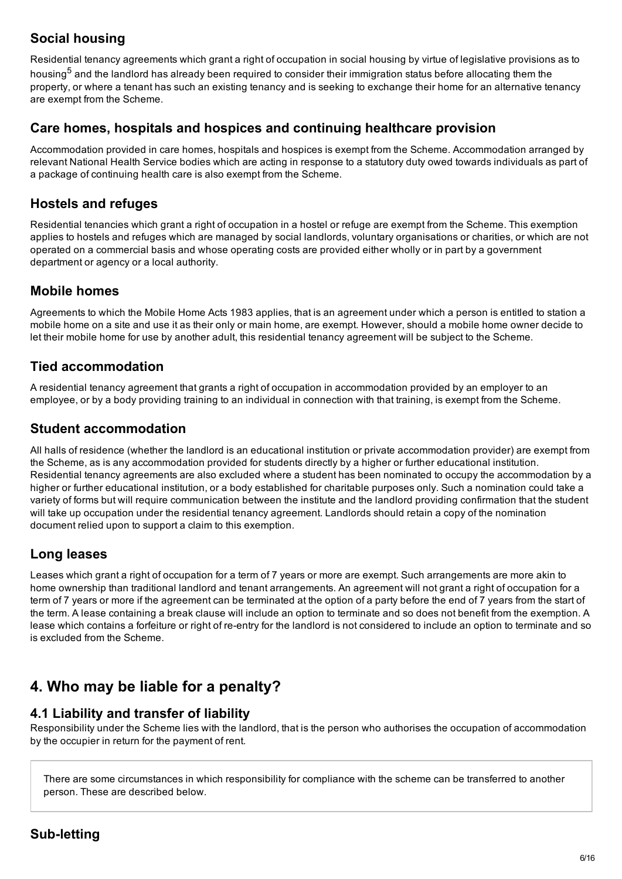### Social housing

Residential tenancy agreements which grant a right of occupation in social housing by virtue of legislative provisions as to housing[5] and the landlord has already been required to consider their immigration status before allocating them the property, or where a tenant has such an existing tenancy and is seeking to exchange their home for an alternative tenancy are exempt from the Scheme.

### Care homes, hospitals and hospices and continuing healthcare provision

Accommodation provided in care homes, hospitals and hospices is exempt from the Scheme. Accommodation arranged by relevant National Health Service bodies which are acting in response to a statutory duty owed towards individuals as part of a package of continuing health care is also exempt from the Scheme.

### Hostels and refuges

Residential tenancies which grant a right of occupation in a hostel or refuge are exempt from the Scheme. This exemption applies to hostels and refuges which are managed by social landlords, voluntary organisations or charities, or which are not operated on a commercial basis and whose operating costs are provided either wholly or in part by a government department or agency or a local authority.

### Mobile homes

Agreements to which the Mobile Home Acts 1983 applies, that is an agreement under which a person is entitled to station a mobile home on a site and use it as their only or main home, are exempt. However, should a mobile home owner decide to let their mobile home for use by another adult, this residential tenancy agreement will be subject to the Scheme.

### Tied accommodation

A residential tenancy agreement that grants a right of occupation in accommodation provided by an employer to an employee, or by a body providing training to an individual in connection with that training, is exempt from the Scheme.

### Student accommodation

All halls of residence (whether the landlord is an educational institution or private accommodation provider) are exempt from the Scheme, as is any accommodation provided for students directly by a higher or further educational institution. Residential tenancy agreements are also excluded where a student has been nominated to occupy the accommodation by a higher or further educational institution, or a body established for charitable purposes only. Such a nomination could take a variety of forms but will require communication between the institute and the landlord providing confirmation that the student will take up occupation under the residential tenancy agreement. Landlords should retain a copy of the nomination document relied upon to support a claim to this exemption.

### Long leases

Leases which grant a right of occupation for a term of 7 years or more are exempt. Such arrangements are more akin to home ownership than traditional landlord and tenant arrangements. An agreement will not grant a right of occupation for a term of 7 years or more if the agreement can be terminated at the option of a party before the end of 7 years from the start of the term. A lease containing a break clause will include an option to terminate and so does not benefit from the exemption. A lease which contains a forfeiture or right of re-entry for the landlord is not considered to include an option to terminate and so is excluded from the Scheme.

## 4. Who may be liable for a penalty?

### 4.1 Liability and transfer of liability

Responsibility under the Scheme lies with the landlord, that is the person who authorises the occupation of accommodation by the occupier in return for the payment of rent.

There are some circumstances in which responsibility for compliance with the scheme can be transferred to another person. These are described below.

### Sub-letting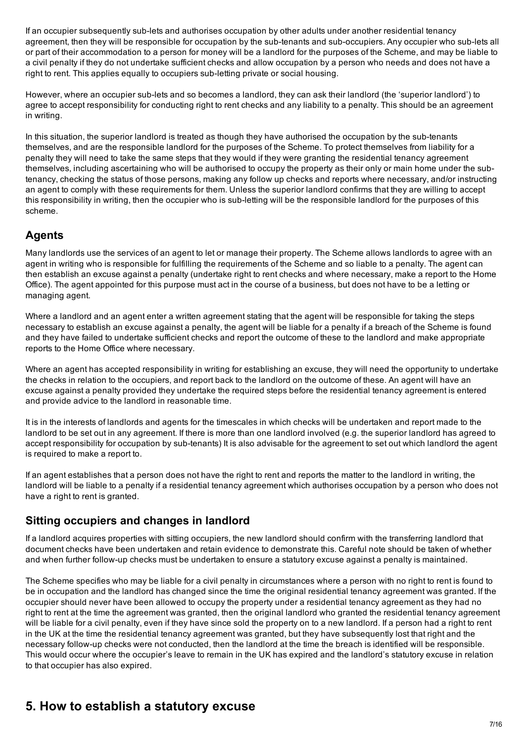If an occupier subsequently sub-lets and authorises occupation by other adults under another residential tenancy agreement, then they will be responsible for occupation by the sub-tenants and sub-occupiers. Any occupier who sub-lets all or part of their accommodation to a person for money will be a landlord for the purposes of the Scheme, and may be liable to a civil penalty if they do not undertake sufficient checks and allow occupation by a person who needs and does not have a right to rent. This applies equally to occupiers sub-letting private or social housing.

However, where an occupier sub-lets and so becomes a landlord, they can ask their landlord (the 'superior landlord') to agree to accept responsibility for conducting right to rent checks and any liability to a penalty. This should be an agreement in writing.

In this situation, the superior landlord is treated as though they have authorised the occupation by the sub-tenants themselves, and are the responsible landlord for the purposes of the Scheme. To protect themselves from liability for a penalty they will need to take the same steps that they would if they were granting the residential tenancy agreement themselves, including ascertaining who will be authorised to occupy the property as their only or main home under the sub-tenancy, checking the status of those persons, making any follow up checks and reports where necessary, and/or instructing an agent to comply with these requirements for them. Unless the superior landlord confirms that they are willing to accept this responsibility in writing, then the occupier who is sub-letting will be the responsible landlord for the purposes of this scheme.

## Agents

Many landlords use the services of an agent to let or manage their property. The Scheme allows landlords to agree with an agent in writing who is responsible for fulfilling the requirements of the Scheme and so liable to a penalty. The agent can then establish an excuse against a penalty (undertake right to rent checks and where necessary, make a report to the Home Office). The agent appointed for this purpose must act in the course of a business, but does not have to be a letting or managing agent.

Where a landlord and an agent enter a written agreement stating that the agent will be responsible for taking the steps necessary to establish an excuse against a penalty, the agent will be liable for a penalty if a breach of the Scheme is found and they have failed to undertake sufficient checks and report the outcome of these to the landlord and make appropriate reports to the Home Office where necessary.

Where an agent has accepted responsibility in writing for establishing an excuse, they will need the opportunity to undertake the checks in relation to the occupiers, and report back to the landlord on the outcome of these. An agent will have an excuse against a penalty provided they undertake the required steps before the residential tenancy agreement is entered and provide advice to the landlord in reasonable time.

It is in the interests of landlords and agents for the timescales in which checks will be undertaken and report made to the landlord to be set out in any agreement. If there is more than one landlord involved (e.g. the superior landlord has agreed to accept responsibility for occupation by sub-tenants) It is also advisable for the agreement to set out which landlord the agent is required to make a report to.

If an agent establishes that a person does not have the right to rent and reports the matter to the landlord in writing, the landlord will be liable to a penalty if a residential tenancy agreement which authorises occupation by a person who does not have a right to rent is granted.

## Sitting occupiers and changes in landlord

If a landlord acquires properties with sitting occupiers, the new landlord should confirm with the transferring landlord that document checks have been undertaken and retain evidence to demonstrate this. Careful note should be taken of whether and when further follow-up checks must be undertaken to ensure a statutory excuse against a penalty is maintained.

The Scheme specifies who may be liable for a civil penalty in circumstances where a person with no right to rent is found to be in occupation and the landlord has changed since the time the original residential tenancy agreement was granted. If the occupier should never have been allowed to occupy the property under a residential tenancy agreement as they had no right to rent at the time the agreement was granted, then the original landlord who granted the residential tenancy agreement will be liable for a civil penalty, even if they have since sold the property on to a new landlord. If a person had a right to rent in the UK at the time the residential tenancy agreement was granted, but they have subsequently lost that right and the necessary follow-up checks were not conducted, then the landlord at the time the breach is identified will be responsible. This would occur where the occupier's leave to remain in the UK has expired and the landlord's statutory excuse in relation to that occupier has also expired.

# 5. How to establish a statutory excuse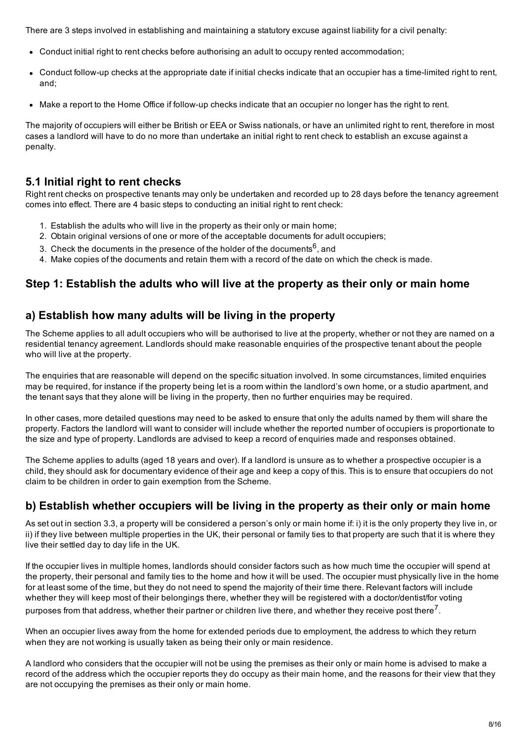There are 3 steps involved in establishing and maintaining a statutory excuse against liability for a civil penalty:

- Conduct initial right to rent checks before authorising an adult to occupy rented accommodation;
- Conduct follow-up checks at the appropriate date if initial checks indicate that an occupier has a time-limited right to rent, and;
- Make a report to the Home Office if follow-up checks indicate that an occupier no longer has the right to rent.

The majority of occupiers will either be British or EEA or Swiss nationals, or have an unlimited right to rent, therefore in most cases a landlord will have to do no more than undertake an initial right to rent check to establish an excuse against a penalty.

## 5.1 Initial right to rent checks

Right rent checks on prospective tenants may only be undertaken and recorded up to 28 days before the tenancy agreement comes into effect. There are 4 basic steps to conducting an initial right to rent check:

1. Establish the adults who will live in the property as their only or main home;
2. Obtain original versions of one or more of the acceptable documents for adult occupiers;
3. Check the documents in the presence of the holder of the documents[6], and
4. Make copies of the documents and retain them with a record of the date on which the check is made.

## Step 1: Establish the adults who will live at the property as their only or main home

### a) Establish how many adults will be living in the property

The Scheme applies to all adult occupiers who will be authorised to live at the property, whether or not they are named on a residential tenancy agreement. Landlords should make reasonable enquiries of the prospective tenant about the people who will live at the property.

The enquiries that are reasonable will depend on the specific situation involved. In some circumstances, limited enquiries may be required, for instance if the property being let is a room within the landlord's own home, or a studio apartment, and the tenant says that they alone will be living in the property, then no further enquiries may be required.

In other cases, more detailed questions may need to be asked to ensure that only the adults named by them will share the property. Factors the landlord will want to consider will include whether the reported number of occupiers is proportionate to the size and type of property. Landlords are advised to keep a record of enquiries made and responses obtained.

The Scheme applies to adults (aged 18 years and over). If a landlord is unsure as to whether a prospective occupier is a child, they should ask for documentary evidence of their age and keep a copy of this. This is to ensure that occupiers do not claim to be children in order to gain exemption from the Scheme.

### b) Establish whether occupiers will be living in the property as their only or main home

As set out in section 3.3, a property will be considered a person's only or main home if: i) it is the only property they live in, or ii) if they live between multiple properties in the UK, their personal or family ties to that property are such that it is where they live their settled day to day life in the UK.

If the occupier lives in multiple homes, landlords should consider factors such as how much time the occupier will spend at the property, their personal and family ties to the home and how it will be used. The occupier must physically live in the home for at least some of the time, but they do not need to spend the majority of their time there. Relevant factors will include whether they will keep most of their belongings there, whether they will be registered with a doctor/dentist/for voting purposes from that address, whether their partner or children live there, and whether they receive post there[7].

When an occupier lives away from the home for extended periods due to employment, the address to which they return when they are not working is usually taken as being their only or main residence.

A landlord who considers that the occupier will not be using the premises as their only or main home is advised to make a record of the address which the occupier reports they do occupy as their main home, and the reasons for their view that they are not occupying the premises as their only or main home.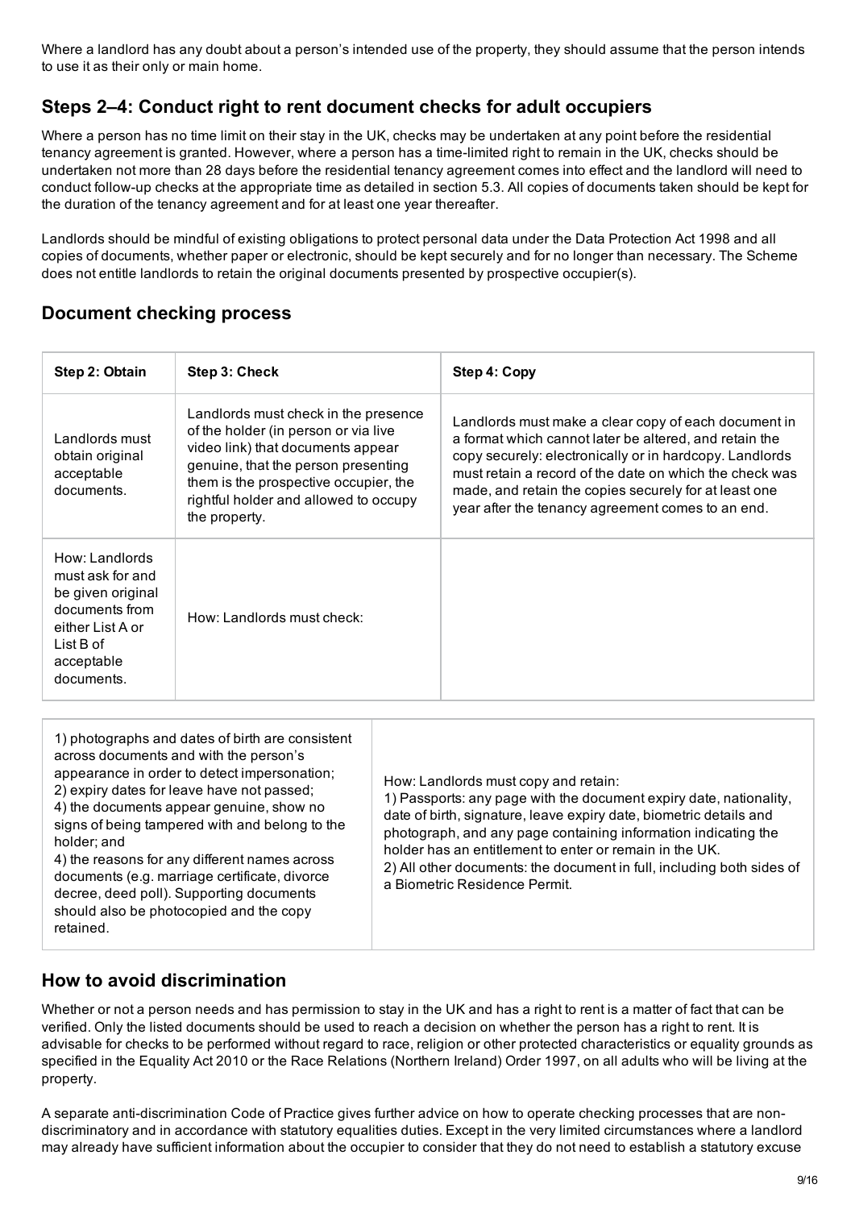Where a landlord has any doubt about a person's intended use of the property, they should assume that the person intends to use it as their only or main home.

## Steps 2–4: Conduct right to rent document checks for adult occupiers

Where a person has no time limit on their stay in the UK, checks may be undertaken at any point before the residential tenancy agreement is granted. However, where a person has a time-limited right to remain in the UK, checks should be undertaken not more than 28 days before the residential tenancy agreement comes into effect and the landlord will need to conduct follow-up checks at the appropriate time as detailed in section 5.3. All copies of documents taken should be kept for the duration of the tenancy agreement and for at least one year thereafter.

Landlords should be mindful of existing obligations to protect personal data under the Data Protection Act 1998 and all copies of documents, whether paper or electronic, should be kept securely and for no longer than necessary. The Scheme does not entitle landlords to retain the original documents presented by prospective occupier(s).

## Document checking process

| Step 2: Obtain | Step 3: Check | Step 4: Copy |
|---|---|---|
| Landlords must obtain original acceptable documents. | Landlords must check in the presence of the holder (in person or via live video link) that documents appear genuine, that the person presenting them is the prospective occupier, the rightful holder and allowed to occupy the property. | Landlords must make a clear copy of each document in a format which cannot later be altered, and retain the copy securely: electronically or in hardcopy. Landlords must retain a record of the date on which the check was made, and retain the copies securely for at least one year after the tenancy agreement comes to an end. |
| How: Landlords must ask for and be given original documents from either List A or List B of acceptable documents. | How: Landlords must check:<br>1) photographs and dates of birth are consistent across documents and with the person's appearance in order to detect impersonation;<br>2) expiry dates for leave have not passed;<br>4) the documents appear genuine, show no signs of being tampered with and belong to the holder; and<br>4) the reasons for any different names across documents (e.g. marriage certificate, divorce decree, deed poll). Supporting documents should also be photocopied and the copy retained. | How: Landlords must copy and retain:<br>1) Passports: any page with the document expiry date, nationality, date of birth, signature, leave expiry date, biometric details and photograph, and any page containing information indicating the holder has an entitlement to enter or remain in the UK.<br>2) All other documents: the document in full, including both sides of a Biometric Residence Permit. |

## How to avoid discrimination

Whether or not a person needs and has permission to stay in the UK and has a right to rent is a matter of fact that can be verified. Only the listed documents should be used to reach a decision on whether the person has a right to rent. It is advisable for checks to be performed without regard to race, religion or other protected characteristics or equality grounds as specified in the Equality Act 2010 or the Race Relations (Northern Ireland) Order 1997, on all adults who will be living at the property.

A separate anti-discrimination Code of Practice gives further advice on how to operate checking processes that are non-discriminatory and in accordance with statutory equalities duties. Except in the very limited circumstances where a landlord may already have sufficient information about the occupier to consider that they do not need to establish a statutory excuse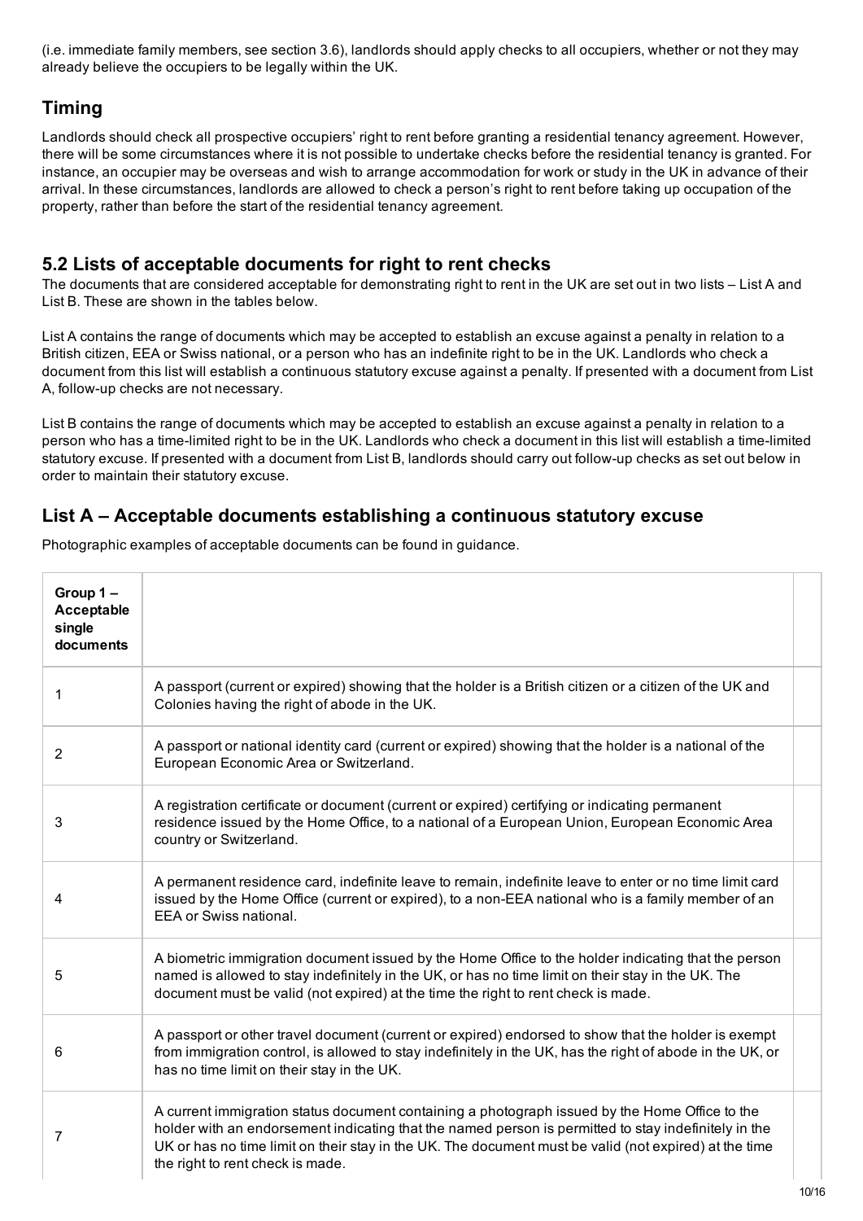(i.e. immediate family members, see section 3.6), landlords should apply checks to all occupiers, whether or not they may already believe the occupiers to be legally within the UK.

## Timing

Landlords should check all prospective occupiers' right to rent before granting a residential tenancy agreement. However, there will be some circumstances where it is not possible to undertake checks before the residential tenancy is granted. For instance, an occupier may be overseas and wish to arrange accommodation for work or study in the UK in advance of their arrival. In these circumstances, landlords are allowed to check a person's right to rent before taking up occupation of the property, rather than before the start of the residential tenancy agreement.

## 5.2 Lists of acceptable documents for right to rent checks

The documents that are considered acceptable for demonstrating right to rent in the UK are set out in two lists – List A and List B. These are shown in the tables below.

List A contains the range of documents which may be accepted to establish an excuse against a penalty in relation to a British citizen, EEA or Swiss national, or a person who has an indefinite right to be in the UK. Landlords who check a document from this list will establish a continuous statutory excuse against a penalty. If presented with a document from List A, follow-up checks are not necessary.

List B contains the range of documents which may be accepted to establish an excuse against a penalty in relation to a person who has a time-limited right to be in the UK. Landlords who check a document in this list will establish a time-limited statutory excuse. If presented with a document from List B, landlords should carry out follow-up checks as set out below in order to maintain their statutory excuse.

## List A – Acceptable documents establishing a continuous statutory excuse

Photographic examples of acceptable documents can be found in guidance.

| **Group 1 – Acceptable single documents** | | |
|---|---|---|
| 1 | A passport (current or expired) showing that the holder is a British citizen or a citizen of the UK and Colonies having the right of abode in the UK. | |
| 2 | A passport or national identity card (current or expired) showing that the holder is a national of the European Economic Area or Switzerland. | |
| 3 | A registration certificate or document (current or expired) certifying or indicating permanent residence issued by the Home Office, to a national of a European Union, European Economic Area country or Switzerland. | |
| 4 | A permanent residence card, indefinite leave to remain, indefinite leave to enter or no time limit card issued by the Home Office (current or expired), to a non-EEA national who is a family member of an EEA or Swiss national. | |
| 5 | A biometric immigration document issued by the Home Office to the holder indicating that the person named is allowed to stay indefinitely in the UK, or has no time limit on their stay in the UK. The document must be valid (not expired) at the time the right to rent check is made. | |
| 6 | A passport or other travel document (current or expired) endorsed to show that the holder is exempt from immigration control, is allowed to stay indefinitely in the UK, has the right of abode in the UK, or has no time limit on their stay in the UK. | |
| 7 | A current immigration status document containing a photograph issued by the Home Office to the holder with an endorsement indicating that the named person is permitted to stay indefinitely in the UK or has no time limit on their stay in the UK. The document must be valid (not expired) at the time the right to rent check is made. | |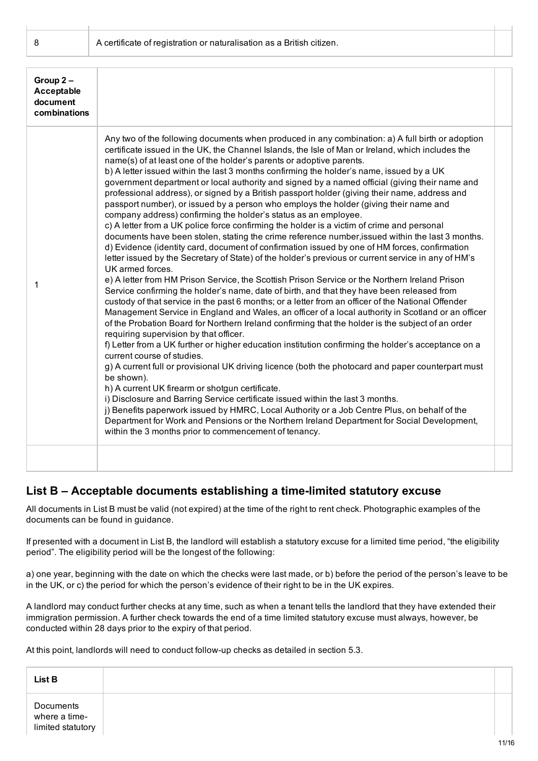| | | |
|---|---|---|
| 8 | A certificate of registration or naturalisation as a British citizen. | |

| **Group 2 – Acceptable document combinations** | | |
|---|---|---|
| 1 | Any two of the following documents when produced in any combination: a) A full birth or adoption certificate issued in the UK, the Channel Islands, the Isle of Man or Ireland, which includes the name(s) of at least one of the holder's parents or adoptive parents.<br>b) A letter issued within the last 3 months confirming the holder's name, issued by a UK government department or local authority and signed by a named official (giving their name and professional address), or signed by a British passport holder (giving their name, address and passport number), or issued by a person who employs the holder (giving their name and company address) confirming the holder's status as an employee.<br>c) A letter from a UK police force confirming the holder is a victim of crime and personal documents have been stolen, stating the crime reference number,issued within the last 3 months.<br>d) Evidence (identity card, document of confirmation issued by one of HM forces, confirmation letter issued by the Secretary of State) of the holder's previous or current service in any of HM's UK armed forces.<br>e) A letter from HM Prison Service, the Scottish Prison Service or the Northern Ireland Prison Service confirming the holder's name, date of birth, and that they have been released from custody of that service in the past 6 months; or a letter from an officer of the National Offender Management Service in England and Wales, an officer of a local authority in Scotland or an officer of the Probation Board for Northern Ireland confirming that the holder is the subject of an order requiring supervision by that officer.<br>f) Letter from a UK further or higher education institution confirming the holder's acceptance on a current course of studies.<br>g) A current full or provisional UK driving licence (both the photocard and paper counterpart must be shown).<br>h) A current UK firearm or shotgun certificate.<br>i) Disclosure and Barring Service certificate issued within the last 3 months.<br>j) Benefits paperwork issued by HMRC, Local Authority or a Job Centre Plus, on behalf of the Department for Work and Pensions or the Northern Ireland Department for Social Development, within the 3 months prior to commencement of tenancy. | |
| | | |

## List B – Acceptable documents establishing a time-limited statutory excuse

All documents in List B must be valid (not expired) at the time of the right to rent check. Photographic examples of the documents can be found in guidance.

If presented with a document in List B, the landlord will establish a statutory excuse for a limited time period, "the eligibility period". The eligibility period will be the longest of the following:

a) one year, beginning with the date on which the checks were last made, or b) before the period of the person's leave to be in the UK, or c) the period for which the person's evidence of their right to be in the UK expires.

A landlord may conduct further checks at any time, such as when a tenant tells the landlord that they have extended their immigration permission. A further check towards the end of a time limited statutory excuse must always, however, be conducted within 28 days prior to the expiry of that period.

At this point, landlords will need to conduct follow-up checks as detailed in section 5.3.

| **List B** | | |
|---|---|---|
| Documents where a time-limited statutory | | |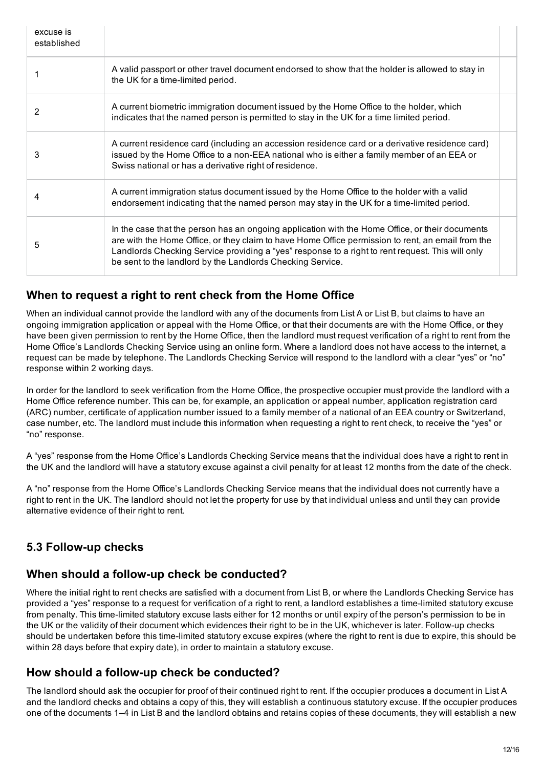| excuse is established | | |
|---|---|---|
| 1 | A valid passport or other travel document endorsed to show that the holder is allowed to stay in the UK for a time-limited period. | |
| 2 | A current biometric immigration document issued by the Home Office to the holder, which indicates that the named person is permitted to stay in the UK for a time limited period. | |
| 3 | A current residence card (including an accession residence card or a derivative residence card) issued by the Home Office to a non-EEA national who is either a family member of an EEA or Swiss national or has a derivative right of residence. | |
| 4 | A current immigration status document issued by the Home Office to the holder with a valid endorsement indicating that the named person may stay in the UK for a time-limited period. | |
| 5 | In the case that the person has an ongoing application with the Home Office, or their documents are with the Home Office, or they claim to have Home Office permission to rent, an email from the Landlords Checking Service providing a "yes" response to a right to rent request. This will only be sent to the landlord by the Landlords Checking Service. | |

## When to request a right to rent check from the Home Office

When an individual cannot provide the landlord with any of the documents from List A or List B, but claims to have an ongoing immigration application or appeal with the Home Office, or that their documents are with the Home Office, or they have been given permission to rent by the Home Office, then the landlord must request verification of a right to rent from the Home Office's Landlords Checking Service using an online form. Where a landlord does not have access to the internet, a request can be made by telephone. The Landlords Checking Service will respond to the landlord with a clear "yes" or "no" response within 2 working days.

In order for the landlord to seek verification from the Home Office, the prospective occupier must provide the landlord with a Home Office reference number. This can be, for example, an application or appeal number, application registration card (ARC) number, certificate of application number issued to a family member of a national of an EEA country or Switzerland, case number, etc. The landlord must include this information when requesting a right to rent check, to receive the "yes" or "no" response.

A "yes" response from the Home Office's Landlords Checking Service means that the individual does have a right to rent in the UK and the landlord will have a statutory excuse against a civil penalty for at least 12 months from the date of the check.

A "no" response from the Home Office's Landlords Checking Service means that the individual does not currently have a right to rent in the UK. The landlord should not let the property for use by that individual unless and until they can provide alternative evidence of their right to rent.

## 5.3 Follow-up checks

## When should a follow-up check be conducted?

Where the initial right to rent checks are satisfied with a document from List B, or where the Landlords Checking Service has provided a "yes" response to a request for verification of a right to rent, a landlord establishes a time-limited statutory excuse from penalty. This time-limited statutory excuse lasts either for 12 months or until expiry of the person's permission to be in the UK or the validity of their document which evidences their right to be in the UK, whichever is later. Follow-up checks should be undertaken before this time-limited statutory excuse expires (where the right to rent is due to expire, this should be within 28 days before that expiry date), in order to maintain a statutory excuse.

## How should a follow-up check be conducted?

The landlord should ask the occupier for proof of their continued right to rent. If the occupier produces a document in List A and the landlord checks and obtains a copy of this, they will establish a continuous statutory excuse. If the occupier produces one of the documents 1–4 in List B and the landlord obtains and retains copies of these documents, they will establish a new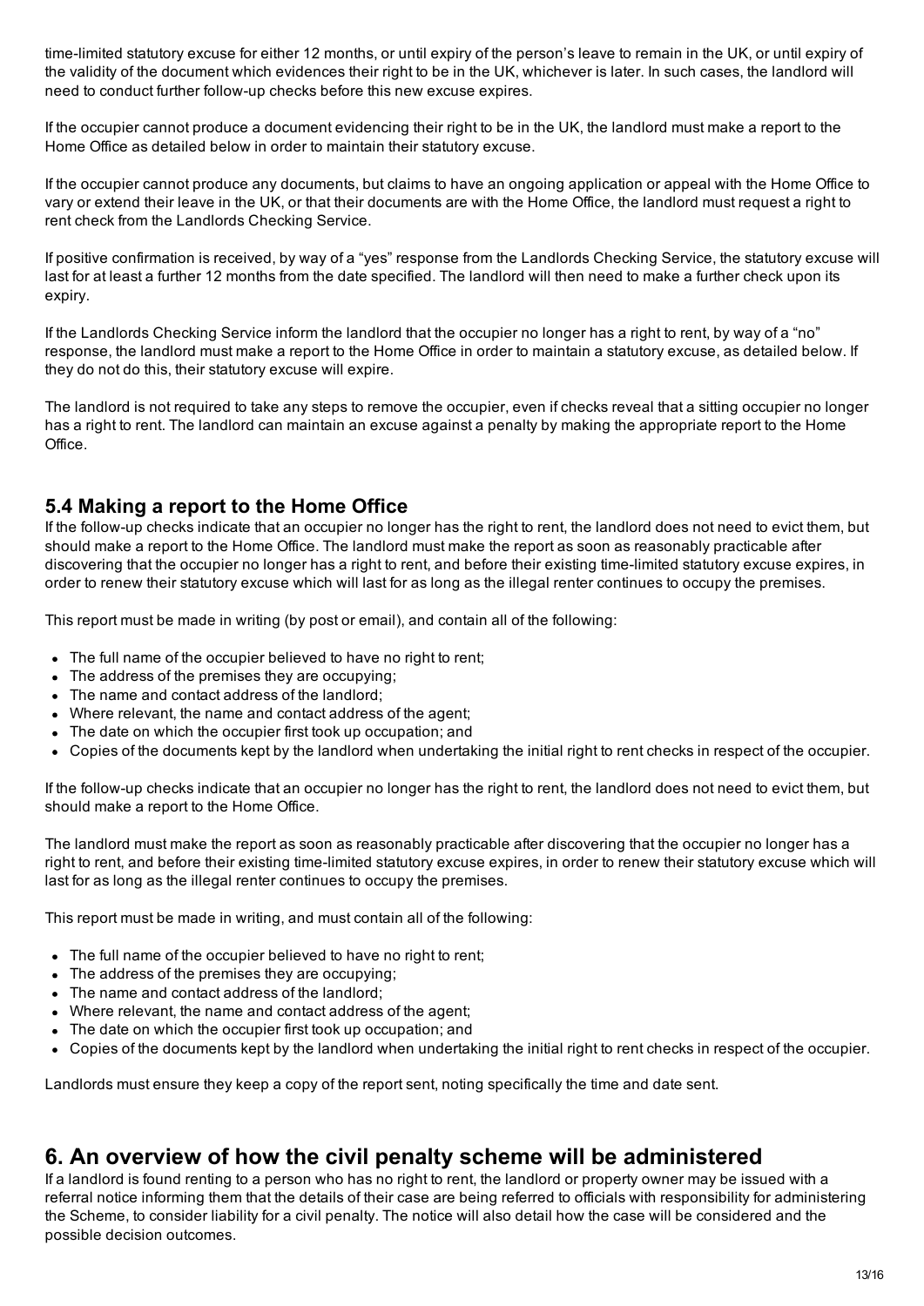time-limited statutory excuse for either 12 months, or until expiry of the person's leave to remain in the UK, or until expiry of the validity of the document which evidences their right to be in the UK, whichever is later. In such cases, the landlord will need to conduct further follow-up checks before this new excuse expires.

If the occupier cannot produce a document evidencing their right to be in the UK, the landlord must make a report to the Home Office as detailed below in order to maintain their statutory excuse.

If the occupier cannot produce any documents, but claims to have an ongoing application or appeal with the Home Office to vary or extend their leave in the UK, or that their documents are with the Home Office, the landlord must request a right to rent check from the Landlords Checking Service.

If positive confirmation is received, by way of a "yes" response from the Landlords Checking Service, the statutory excuse will last for at least a further 12 months from the date specified. The landlord will then need to make a further check upon its expiry.

If the Landlords Checking Service inform the landlord that the occupier no longer has a right to rent, by way of a "no" response, the landlord must make a report to the Home Office in order to maintain a statutory excuse, as detailed below. If they do not do this, their statutory excuse will expire.

The landlord is not required to take any steps to remove the occupier, even if checks reveal that a sitting occupier no longer has a right to rent. The landlord can maintain an excuse against a penalty by making the appropriate report to the Home Office.

### 5.4 Making a report to the Home Office

If the follow-up checks indicate that an occupier no longer has the right to rent, the landlord does not need to evict them, but should make a report to the Home Office. The landlord must make the report as soon as reasonably practicable after discovering that the occupier no longer has a right to rent, and before their existing time-limited statutory excuse expires, in order to renew their statutory excuse which will last for as long as the illegal renter continues to occupy the premises.

This report must be made in writing (by post or email), and contain all of the following:

- The full name of the occupier believed to have no right to rent;
- The address of the premises they are occupying;
- The name and contact address of the landlord;
- Where relevant, the name and contact address of the agent;
- The date on which the occupier first took up occupation; and
- Copies of the documents kept by the landlord when undertaking the initial right to rent checks in respect of the occupier.

If the follow-up checks indicate that an occupier no longer has the right to rent, the landlord does not need to evict them, but should make a report to the Home Office.

The landlord must make the report as soon as reasonably practicable after discovering that the occupier no longer has a right to rent, and before their existing time-limited statutory excuse expires, in order to renew their statutory excuse which will last for as long as the illegal renter continues to occupy the premises.

This report must be made in writing, and must contain all of the following:

- The full name of the occupier believed to have no right to rent;
- The address of the premises they are occupying;
- The name and contact address of the landlord;
- Where relevant, the name and contact address of the agent;
- The date on which the occupier first took up occupation; and
- Copies of the documents kept by the landlord when undertaking the initial right to rent checks in respect of the occupier.

Landlords must ensure they keep a copy of the report sent, noting specifically the time and date sent.

## 6. An overview of how the civil penalty scheme will be administered

If a landlord is found renting to a person who has no right to rent, the landlord or property owner may be issued with a referral notice informing them that the details of their case are being referred to officials with responsibility for administering the Scheme, to consider liability for a civil penalty. The notice will also detail how the case will be considered and the possible decision outcomes.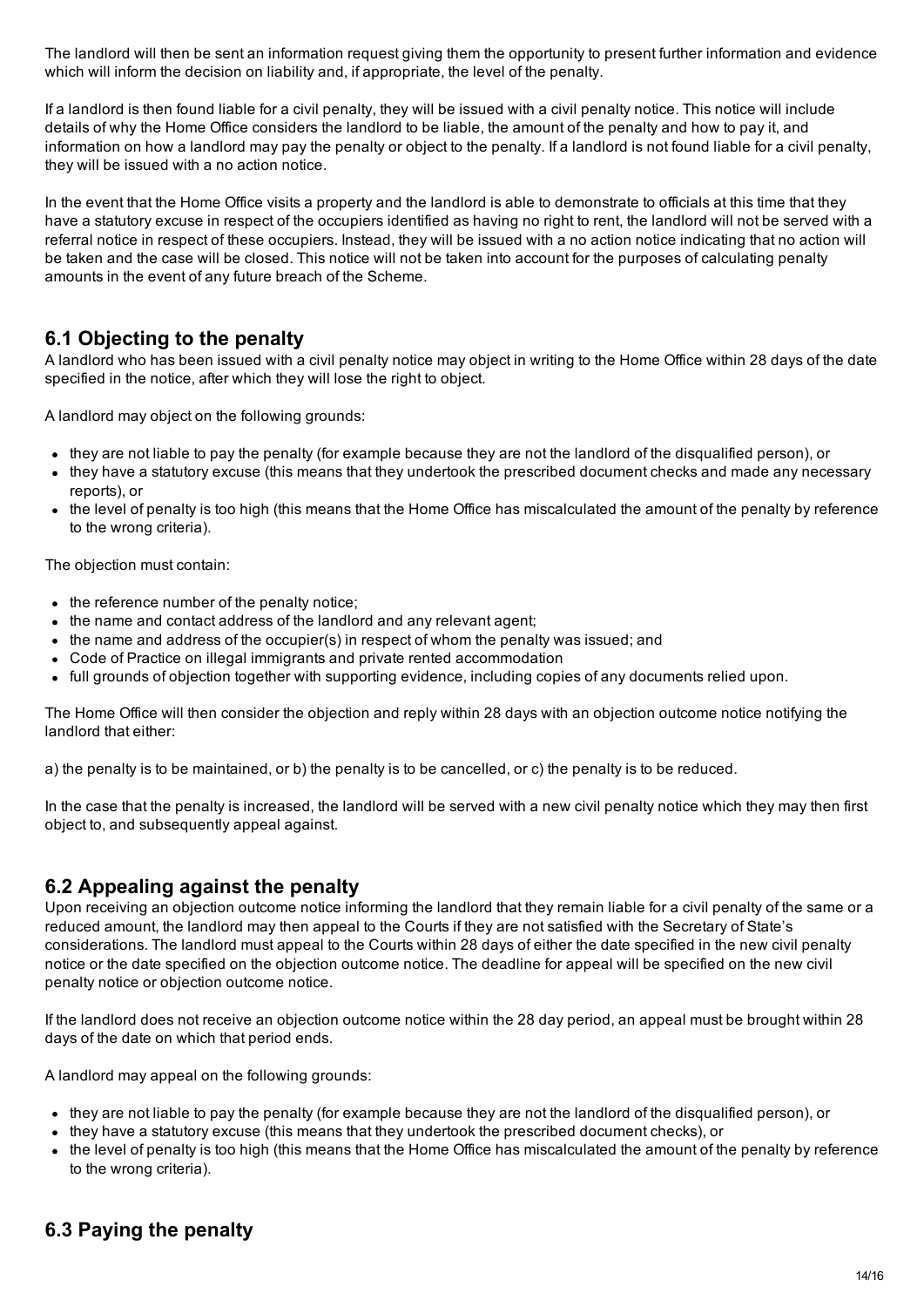The landlord will then be sent an information request giving them the opportunity to present further information and evidence which will inform the decision on liability and, if appropriate, the level of the penalty.

If a landlord is then found liable for a civil penalty, they will be issued with a civil penalty notice. This notice will include details of why the Home Office considers the landlord to be liable, the amount of the penalty and how to pay it, and information on how a landlord may pay the penalty or object to the penalty. If a landlord is not found liable for a civil penalty, they will be issued with a no action notice.

In the event that the Home Office visits a property and the landlord is able to demonstrate to officials at this time that they have a statutory excuse in respect of the occupiers identified as having no right to rent, the landlord will not be served with a referral notice in respect of these occupiers. Instead, they will be issued with a no action notice indicating that no action will be taken and the case will be closed. This notice will not be taken into account for the purposes of calculating penalty amounts in the event of any future breach of the Scheme.

## 6.1 Objecting to the penalty

A landlord who has been issued with a civil penalty notice may object in writing to the Home Office within 28 days of the date specified in the notice, after which they will lose the right to object.

A landlord may object on the following grounds:

- they are not liable to pay the penalty (for example because they are not the landlord of the disqualified person), or
- they have a statutory excuse (this means that they undertook the prescribed document checks and made any necessary reports), or
- the level of penalty is too high (this means that the Home Office has miscalculated the amount of the penalty by reference to the wrong criteria).

The objection must contain:

- the reference number of the penalty notice;
- the name and contact address of the landlord and any relevant agent;
- the name and address of the occupier(s) in respect of whom the penalty was issued; and
- Code of Practice on illegal immigrants and private rented accommodation
- full grounds of objection together with supporting evidence, including copies of any documents relied upon.

The Home Office will then consider the objection and reply within 28 days with an objection outcome notice notifying the landlord that either:

a) the penalty is to be maintained, or b) the penalty is to be cancelled, or c) the penalty is to be reduced.

In the case that the penalty is increased, the landlord will be served with a new civil penalty notice which they may then first object to, and subsequently appeal against.

## 6.2 Appealing against the penalty

Upon receiving an objection outcome notice informing the landlord that they remain liable for a civil penalty of the same or a reduced amount, the landlord may then appeal to the Courts if they are not satisfied with the Secretary of State's considerations. The landlord must appeal to the Courts within 28 days of either the date specified in the new civil penalty notice or the date specified on the objection outcome notice. The deadline for appeal will be specified on the new civil penalty notice or objection outcome notice.

If the landlord does not receive an objection outcome notice within the 28 day period, an appeal must be brought within 28 days of the date on which that period ends.

A landlord may appeal on the following grounds:

- they are not liable to pay the penalty (for example because they are not the landlord of the disqualified person), or
- they have a statutory excuse (this means that they undertook the prescribed document checks), or
- the level of penalty is too high (this means that the Home Office has miscalculated the amount of the penalty by reference to the wrong criteria).

## 6.3 Paying the penalty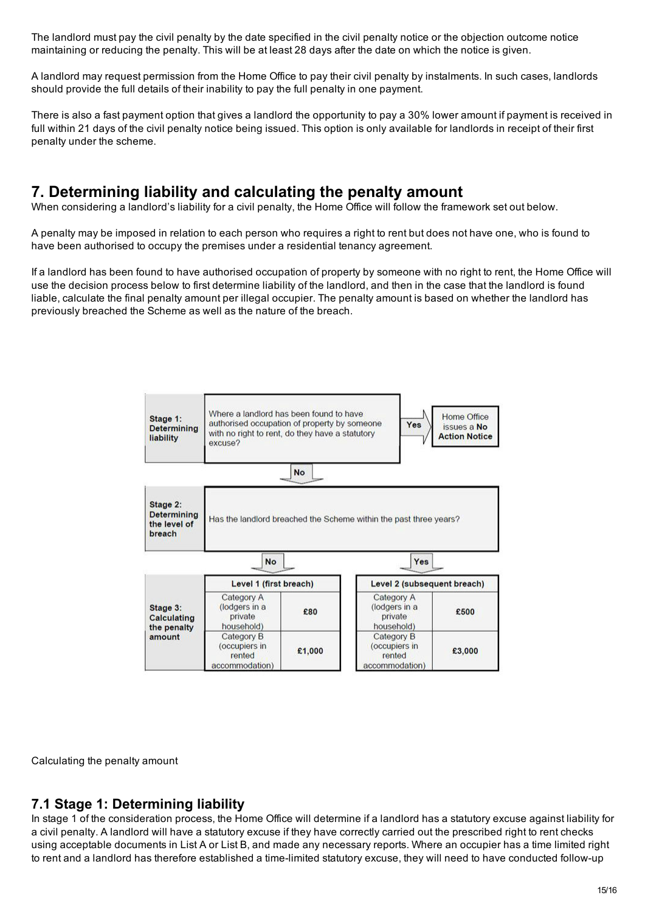The landlord must pay the civil penalty by the date specified in the civil penalty notice or the objection outcome notice maintaining or reducing the penalty. This will be at least 28 days after the date on which the notice is given.

A landlord may request permission from the Home Office to pay their civil penalty by instalments. In such cases, landlords should provide the full details of their inability to pay the full penalty in one payment.

There is also a fast payment option that gives a landlord the opportunity to pay a 30% lower amount if payment is received in full within 21 days of the civil penalty notice being issued. This option is only available for landlords in receipt of their first penalty under the scheme.

## 7. Determining liability and calculating the penalty amount

When considering a landlord's liability for a civil penalty, the Home Office will follow the framework set out below.

A penalty may be imposed in relation to each person who requires a right to rent but does not have one, who is found to have been authorised to occupy the premises under a residential tenancy agreement.

If a landlord has been found to have authorised occupation of property by someone with no right to rent, the Home Office will use the decision process below to first determine liability of the landlord, and then in the case that the landlord is found liable, calculate the final penalty amount per illegal occupier. The penalty amount is based on whether the landlord has previously breached the Scheme as well as the nature of the breach.

**Stage 1: Determining liability**

Where a landlord has been found to have authorised occupation of property by someone with no right to rent, do they have a statutory excuse?

- Yes → Home Office issues a **No Action Notice**
- No → Stage 2

**Stage 2: Determining the level of breach**

Has the landlord breached the Scheme within the past three years?

- No → Level 1 (first breach)
- Yes → Level 2 (subsequent breach)

**Stage 3: Calculating the penalty amount**

| | Level 1 (first breach) | Level 2 (subsequent breach) |
|---|---|---|
| Category A (lodgers in a private household) | £80 | £500 |
| Category B (occupiers in rented accommodation) | £1,000 | £3,000 |

Calculating the penalty amount

### 7.1 Stage 1: Determining liability

In stage 1 of the consideration process, the Home Office will determine if a landlord has a statutory excuse against liability for a civil penalty. A landlord will have a statutory excuse if they have correctly carried out the prescribed right to rent checks using acceptable documents in List A or List B, and made any necessary reports. Where an occupier has a time limited right to rent and a landlord has therefore established a time-limited statutory excuse, they will need to have conducted follow-up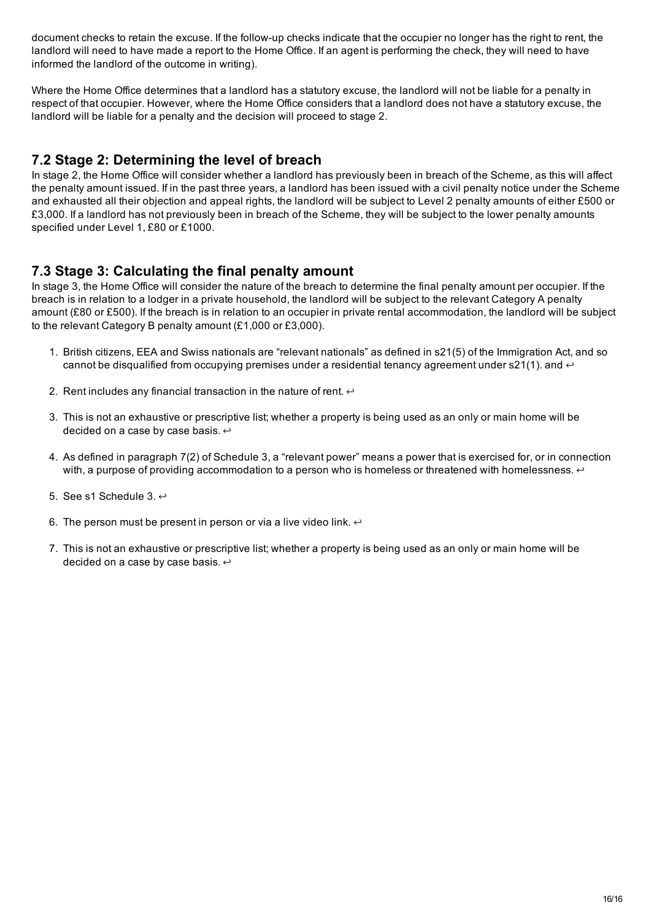document checks to retain the excuse. If the follow-up checks indicate that the occupier no longer has the right to rent, the landlord will need to have made a report to the Home Office. If an agent is performing the check, they will need to have informed the landlord of the outcome in writing).

Where the Home Office determines that a landlord has a statutory excuse, the landlord will not be liable for a penalty in respect of that occupier. However, where the Home Office considers that a landlord does not have a statutory excuse, the landlord will be liable for a penalty and the decision will proceed to stage 2.

## 7.2 Stage 2: Determining the level of breach

In stage 2, the Home Office will consider whether a landlord has previously been in breach of the Scheme, as this will affect the penalty amount issued. If in the past three years, a landlord has been issued with a civil penalty notice under the Scheme and exhausted all their objection and appeal rights, the landlord will be subject to Level 2 penalty amounts of either £500 or £3,000. If a landlord has not previously been in breach of the Scheme, they will be subject to the lower penalty amounts specified under Level 1, £80 or £1000.

## 7.3 Stage 3: Calculating the final penalty amount

In stage 3, the Home Office will consider the nature of the breach to determine the final penalty amount per occupier. If the breach is in relation to a lodger in a private household, the landlord will be subject to the relevant Category A penalty amount (£80 or £500). If the breach is in relation to an occupier in private rental accommodation, the landlord will be subject to the relevant Category B penalty amount (£1,000 or £3,000).

1. British citizens, EEA and Swiss nationals are "relevant nationals" as defined in s21(5) of the Immigration Act, and so cannot be disqualified from occupying premises under a residential tenancy agreement under s21(1). and ↩

2. Rent includes any financial transaction in the nature of rent. ↩

3. This is not an exhaustive or prescriptive list; whether a property is being used as an only or main home will be decided on a case by case basis. ↩

4. As defined in paragraph 7(2) of Schedule 3, a "relevant power" means a power that is exercised for, or in connection with, a purpose of providing accommodation to a person who is homeless or threatened with homelessness. ↩

5. See s1 Schedule 3. ↩

6. The person must be present in person or via a live video link. ↩

7. This is not an exhaustive or prescriptive list; whether a property is being used as an only or main home will be decided on a case by case basis. ↩